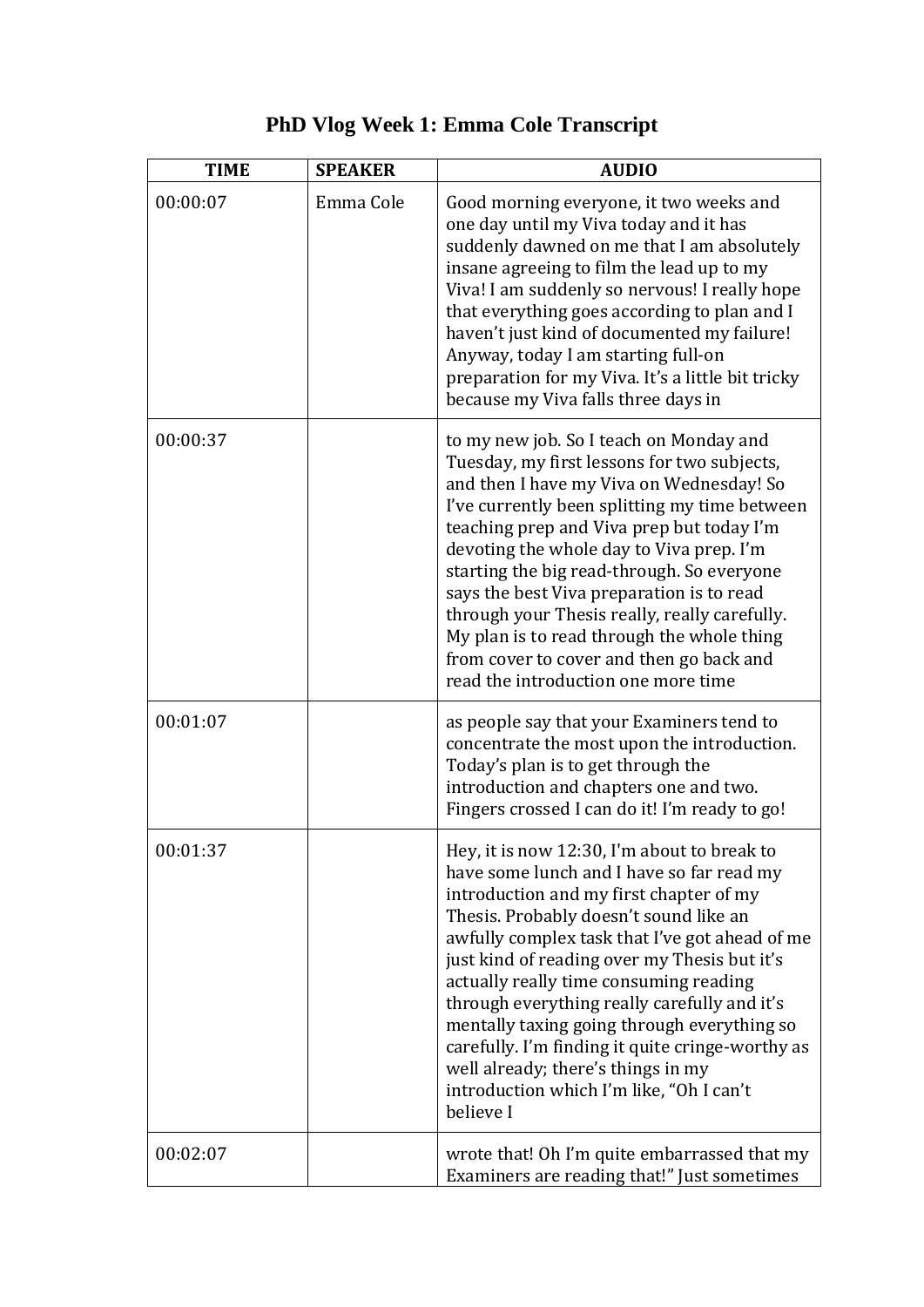# PhD Vlog Week 1: Emma Cole Transcript

| TIME | SPEAKER | AUDIO |
| --- | --- | --- |
| 00:00:07 | Emma Cole | Good morning everyone, it two weeks and one day until my Viva today and it has suddenly dawned on me that I am absolutely insane agreeing to film the lead up to my Viva! I am suddenly so nervous! I really hope that everything goes according to plan and I haven't just kind of documented my failure! Anyway, today I am starting full-on preparation for my Viva. It's a little bit tricky because my Viva falls three days in |
| 00:00:37 | | to my new job. So I teach on Monday and Tuesday, my first lessons for two subjects, and then I have my Viva on Wednesday! So I've currently been splitting my time between teaching prep and Viva prep but today I'm devoting the whole day to Viva prep. I'm starting the big read-through. So everyone says the best Viva preparation is to read through your Thesis really, really carefully. My plan is to read through the whole thing from cover to cover and then go back and read the introduction one more time |
| 00:01:07 | | as people say that your Examiners tend to concentrate the most upon the introduction. Today's plan is to get through the introduction and chapters one and two. Fingers crossed I can do it! I'm ready to go! |
| 00:01:37 | | Hey, it is now 12:30, I'm about to break to have some lunch and I have so far read my introduction and my first chapter of my Thesis. Probably doesn't sound like an awfully complex task that I've got ahead of me just kind of reading over my Thesis but it's actually really time consuming reading through everything really carefully and it's mentally taxing going through everything so carefully. I'm finding it quite cringe-worthy as well already; there's things in my introduction which I'm like, "Oh I can't believe I |
| 00:02:07 | | wrote that! Oh I'm quite embarrassed that my Examiners are reading that!" Just sometimes |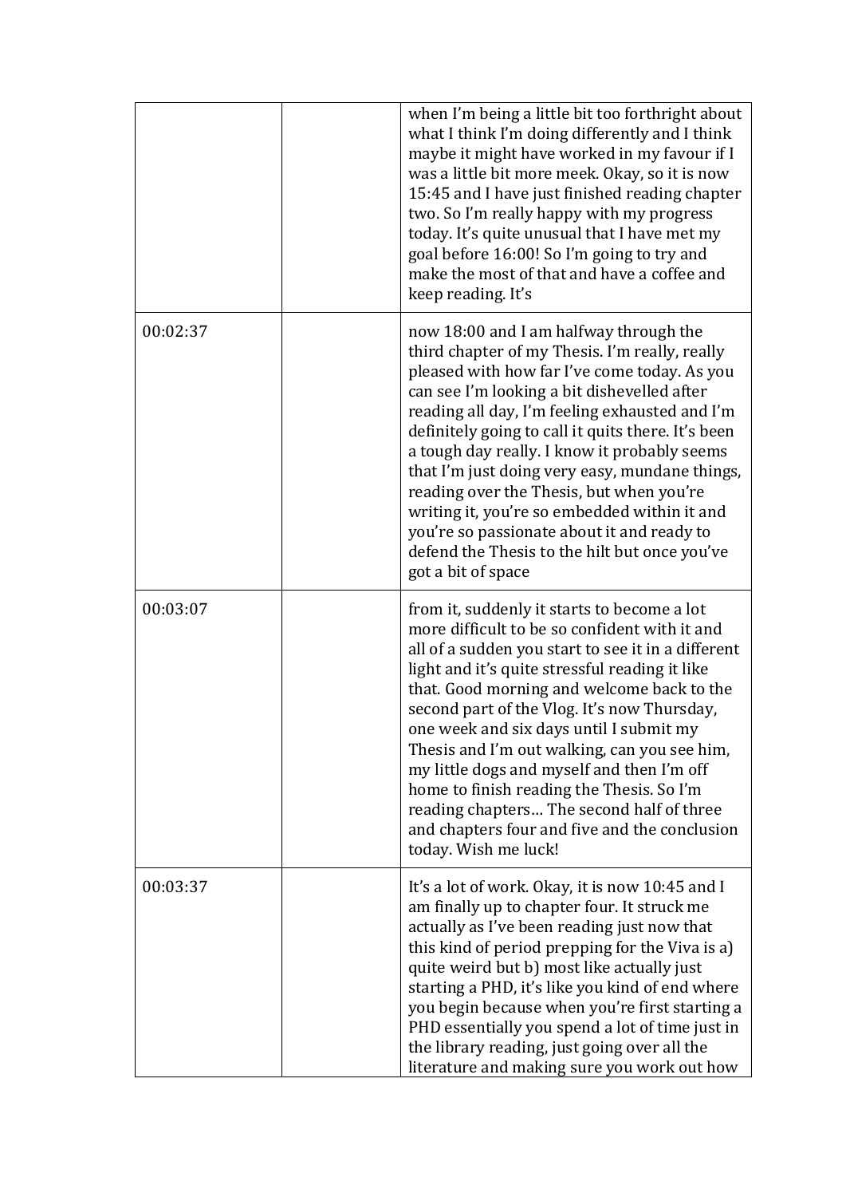| | | |
|---|---|---|
| | | when I'm being a little bit too forthright about what I think I'm doing differently and I think maybe it might have worked in my favour if I was a little bit more meek. Okay, so it is now 15:45 and I have just finished reading chapter two. So I'm really happy with my progress today. It's quite unusual that I have met my goal before 16:00! So I'm going to try and make the most of that and have a coffee and keep reading. It's |
| 00:02:37 | | now 18:00 and I am halfway through the third chapter of my Thesis. I'm really, really pleased with how far I've come today. As you can see I'm looking a bit dishevelled after reading all day, I'm feeling exhausted and I'm definitely going to call it quits there. It's been a tough day really. I know it probably seems that I'm just doing very easy, mundane things, reading over the Thesis, but when you're writing it, you're so embedded within it and you're so passionate about it and ready to defend the Thesis to the hilt but once you've got a bit of space |
| 00:03:07 | | from it, suddenly it starts to become a lot more difficult to be so confident with it and all of a sudden you start to see it in a different light and it's quite stressful reading it like that. Good morning and welcome back to the second part of the Vlog. It's now Thursday, one week and six days until I submit my Thesis and I'm out walking, can you see him, my little dogs and myself and then I'm off home to finish reading the Thesis. So I'm reading chapters… The second half of three and chapters four and five and the conclusion today. Wish me luck! |
| 00:03:37 | | It's a lot of work. Okay, it is now 10:45 and I am finally up to chapter four. It struck me actually as I've been reading just now that this kind of period prepping for the Viva is a) quite weird but b) most like actually just starting a PHD, it's like you kind of end where you begin because when you're first starting a PHD essentially you spend a lot of time just in the library reading, just going over all the literature and making sure you work out how |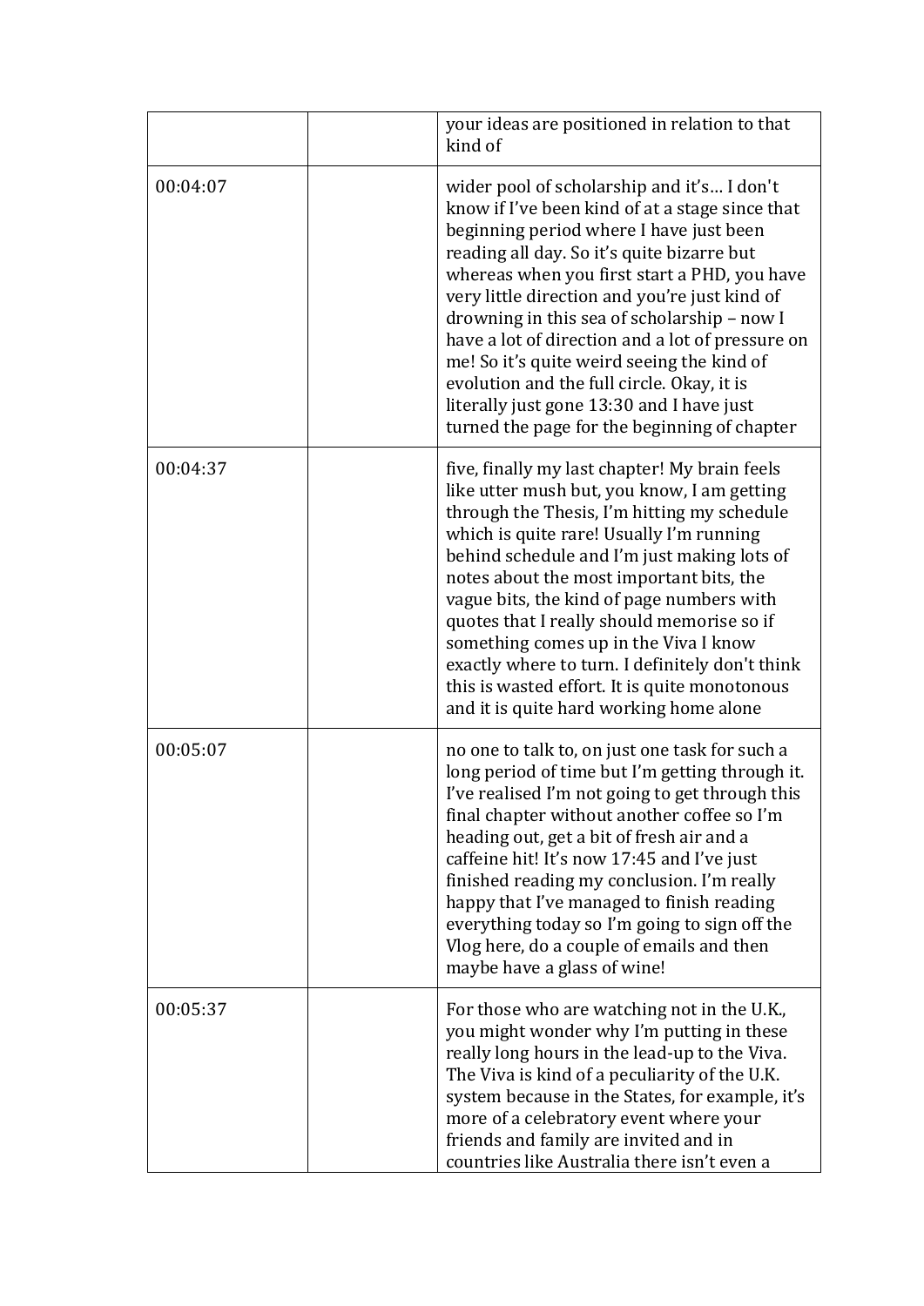| | | |
|---|---|---|
| | | your ideas are positioned in relation to that kind of |
| 00:04:07 | | wider pool of scholarship and it's… I don't know if I've been kind of at a stage since that beginning period where I have just been reading all day. So it's quite bizarre but whereas when you first start a PHD, you have very little direction and you're just kind of drowning in this sea of scholarship – now I have a lot of direction and a lot of pressure on me! So it's quite weird seeing the kind of evolution and the full circle. Okay, it is literally just gone 13:30 and I have just turned the page for the beginning of chapter |
| 00:04:37 | | five, finally my last chapter! My brain feels like utter mush but, you know, I am getting through the Thesis, I'm hitting my schedule which is quite rare! Usually I'm running behind schedule and I'm just making lots of notes about the most important bits, the vague bits, the kind of page numbers with quotes that I really should memorise so if something comes up in the Viva I know exactly where to turn. I definitely don't think this is wasted effort. It is quite monotonous and it is quite hard working home alone |
| 00:05:07 | | no one to talk to, on just one task for such a long period of time but I'm getting through it. I've realised I'm not going to get through this final chapter without another coffee so I'm heading out, get a bit of fresh air and a caffeine hit! It's now 17:45 and I've just finished reading my conclusion. I'm really happy that I've managed to finish reading everything today so I'm going to sign off the Vlog here, do a couple of emails and then maybe have a glass of wine! |
| 00:05:37 | | For those who are watching not in the U.K., you might wonder why I'm putting in these really long hours in the lead-up to the Viva. The Viva is kind of a peculiarity of the U.K. system because in the States, for example, it's more of a celebratory event where your friends and family are invited and in countries like Australia there isn't even a |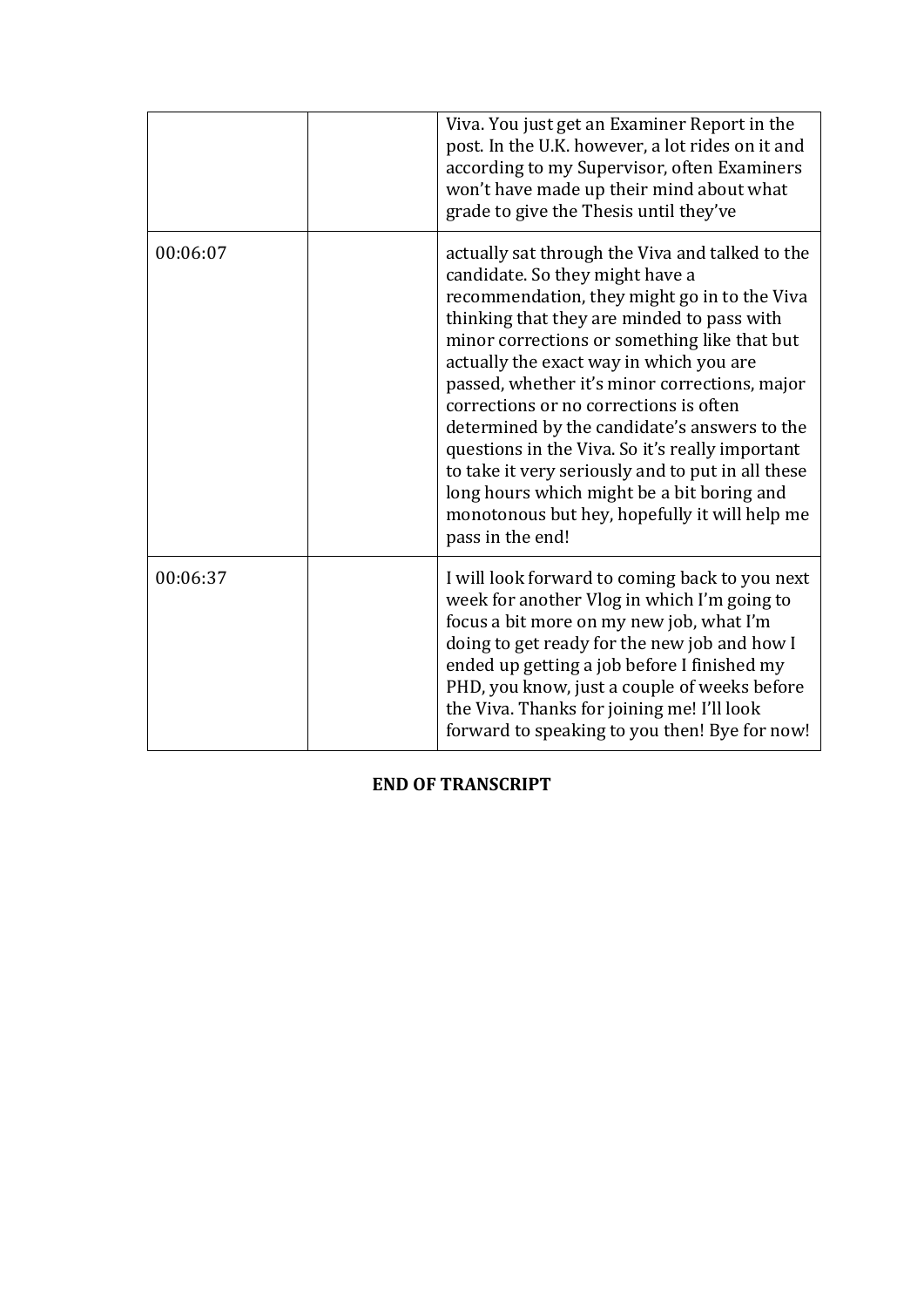| | | |
|---|---|---|
| | | Viva. You just get an Examiner Report in the post. In the U.K. however, a lot rides on it and according to my Supervisor, often Examiners won't have made up their mind about what grade to give the Thesis until they've |
| 00:06:07 | | actually sat through the Viva and talked to the candidate. So they might have a recommendation, they might go in to the Viva thinking that they are minded to pass with minor corrections or something like that but actually the exact way in which you are passed, whether it's minor corrections, major corrections or no corrections is often determined by the candidate's answers to the questions in the Viva. So it's really important to take it very seriously and to put in all these long hours which might be a bit boring and monotonous but hey, hopefully it will help me pass in the end! |
| 00:06:37 | | I will look forward to coming back to you next week for another Vlog in which I'm going to focus a bit more on my new job, what I'm doing to get ready for the new job and how I ended up getting a job before I finished my PHD, you know, just a couple of weeks before the Viva. Thanks for joining me! I'll look forward to speaking to you then! Bye for now! |

**END OF TRANSCRIPT**